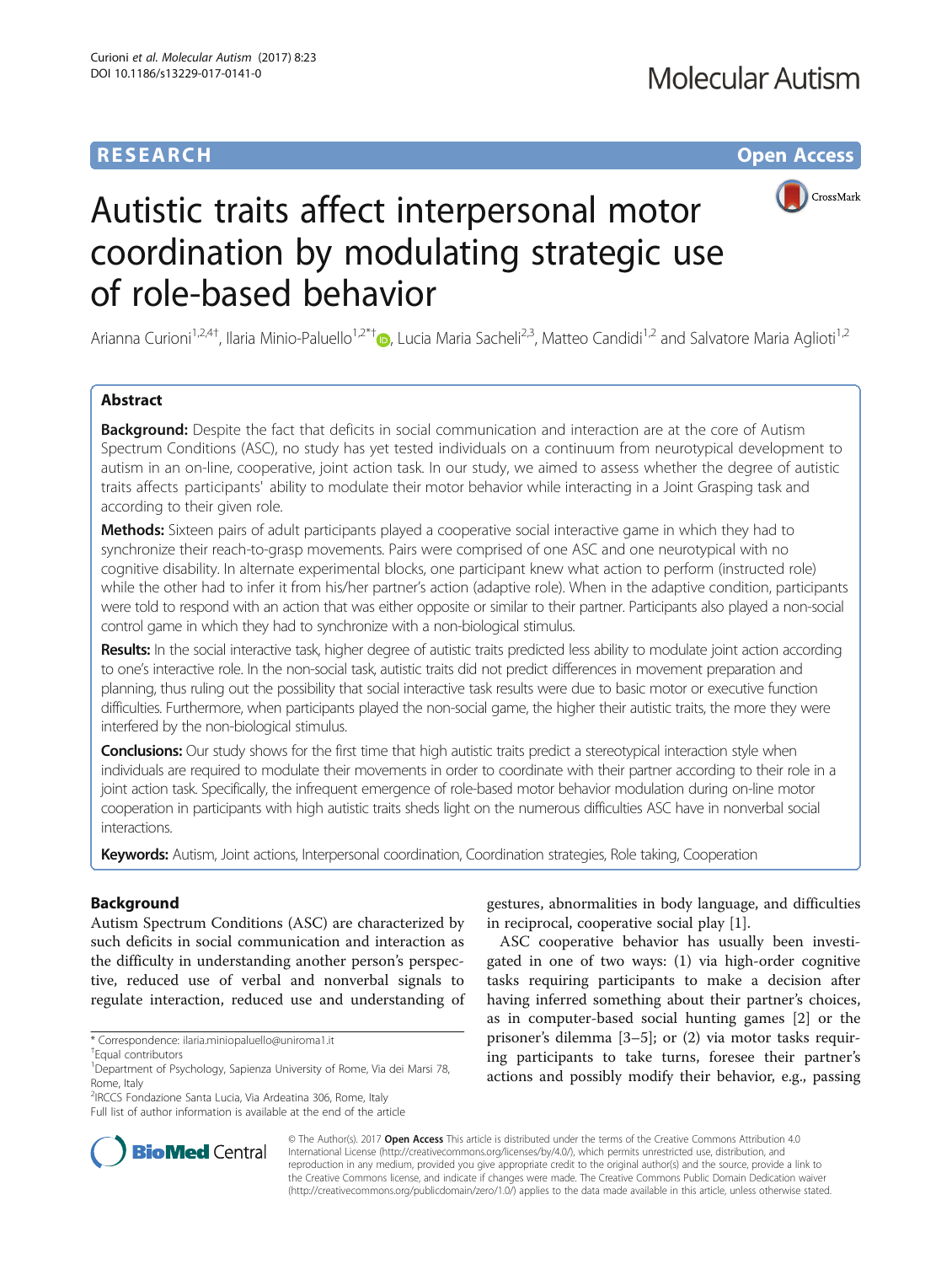**RESEARCH** **Open Access**

# Autistic traits affect interpersonal motor coordination by modulating strategic use of role-based behavior

Arianna Curioni[1,2,4†], Ilaria Minio-Paluello[1,2*†], Lucia Maria Sacheli[2,3], Matteo Candidi[1,2] and Salvatore Maria Aglioti[1,2]

## Abstract

**Background:** Despite the fact that deficits in social communication and interaction are at the core of Autism Spectrum Conditions (ASC), no study has yet tested individuals on a continuum from neurotypical development to autism in an on-line, cooperative, joint action task. In our study, we aimed to assess whether the degree of autistic traits affects participants' ability to modulate their motor behavior while interacting in a Joint Grasping task and according to their given role.

**Methods:** Sixteen pairs of adult participants played a cooperative social interactive game in which they had to synchronize their reach-to-grasp movements. Pairs were comprised of one ASC and one neurotypical with no cognitive disability. In alternate experimental blocks, one participant knew what action to perform (instructed role) while the other had to infer it from his/her partner's action (adaptive role). When in the adaptive condition, participants were told to respond with an action that was either opposite or similar to their partner. Participants also played a non-social control game in which they had to synchronize with a non-biological stimulus.

**Results:** In the social interactive task, higher degree of autistic traits predicted less ability to modulate joint action according to one's interactive role. In the non-social task, autistic traits did not predict differences in movement preparation and planning, thus ruling out the possibility that social interactive task results were due to basic motor or executive function difficulties. Furthermore, when participants played the non-social game, the higher their autistic traits, the more they were interfered by the non-biological stimulus.

**Conclusions:** Our study shows for the first time that high autistic traits predict a stereotypical interaction style when individuals are required to modulate their movements in order to coordinate with their partner according to their role in a joint action task. Specifically, the infrequent emergence of role-based motor behavior modulation during on-line motor cooperation in participants with high autistic traits sheds light on the numerous difficulties ASC have in nonverbal social interactions.

**Keywords:** Autism, Joint actions, Interpersonal coordination, Coordination strategies, Role taking, Cooperation

## Background

Autism Spectrum Conditions (ASC) are characterized by such deficits in social communication and interaction as the difficulty in understanding another person's perspective, reduced use of verbal and nonverbal signals to regulate interaction, reduced use and understanding of gestures, abnormalities in body language, and difficulties in reciprocal, cooperative social play [1].

ASC cooperative behavior has usually been investigated in one of two ways: (1) via high-order cognitive tasks requiring participants to make a decision after having inferred something about their partner's choices, as in computer-based social hunting games [2] or the prisoner's dilemma [3–5]; or (2) via motor tasks requiring participants to take turns, foresee their partner's actions and possibly modify their behavior, e.g., passing

\* Correspondence: ilaria.miniopaluello@uniroma1.it
†Equal contributors
[1]Department of Psychology, Sapienza University of Rome, Via dei Marsi 78, Rome, Italy
[2]IRCCS Fondazione Santa Lucia, Via Ardeatina 306, Rome, Italy
Full list of author information is available at the end of the article

© The Author(s). 2017 **Open Access** This article is distributed under the terms of the Creative Commons Attribution 4.0 International License (http://creativecommons.org/licenses/by/4.0/), which permits unrestricted use, distribution, and reproduction in any medium, provided you give appropriate credit to the original author(s) and the source, provide a link to the Creative Commons license, and indicate if changes were made. The Creative Commons Public Domain Dedication waiver (http://creativecommons.org/publicdomain/zero/1.0/) applies to the data made available in this article, unless otherwise stated.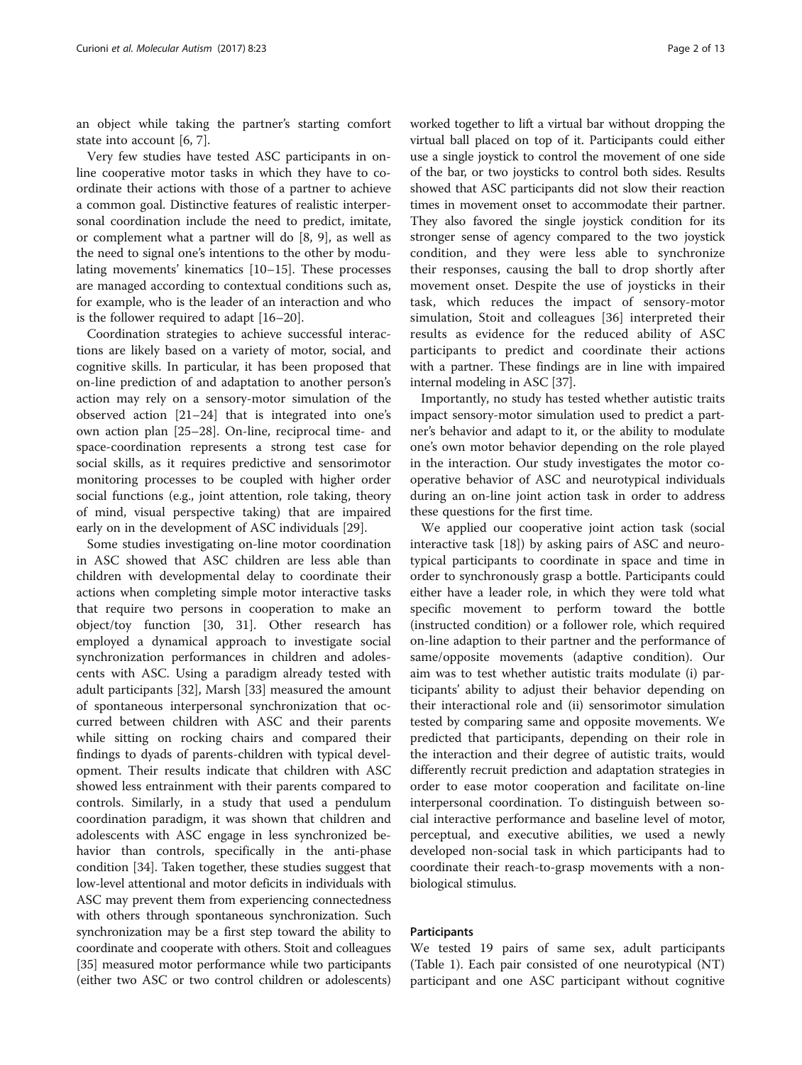an object while taking the partner's starting comfort state into account [6, 7].

Very few studies have tested ASC participants in on-line cooperative motor tasks in which they have to coordinate their actions with those of a partner to achieve a common goal. Distinctive features of realistic interpersonal coordination include the need to predict, imitate, or complement what a partner will do [8, 9], as well as the need to signal one's intentions to the other by modulating movements' kinematics [10–15]. These processes are managed according to contextual conditions such as, for example, who is the leader of an interaction and who is the follower required to adapt [16–20].

Coordination strategies to achieve successful interactions are likely based on a variety of motor, social, and cognitive skills. In particular, it has been proposed that on-line prediction of and adaptation to another person's action may rely on a sensory-motor simulation of the observed action [21–24] that is integrated into one's own action plan [25–28]. On-line, reciprocal time- and space-coordination represents a strong test case for social skills, as it requires predictive and sensorimotor monitoring processes to be coupled with higher order social functions (e.g., joint attention, role taking, theory of mind, visual perspective taking) that are impaired early on in the development of ASC individuals [29].

Some studies investigating on-line motor coordination in ASC showed that ASC children are less able than children with developmental delay to coordinate their actions when completing simple motor interactive tasks that require two persons in cooperation to make an object/toy function [30, 31]. Other research has employed a dynamical approach to investigate social synchronization performances in children and adolescents with ASC. Using a paradigm already tested with adult participants [32], Marsh [33] measured the amount of spontaneous interpersonal synchronization that occurred between children with ASC and their parents while sitting on rocking chairs and compared their findings to dyads of parents-children with typical development. Their results indicate that children with ASC showed less entrainment with their parents compared to controls. Similarly, in a study that used a pendulum coordination paradigm, it was shown that children and adolescents with ASC engage in less synchronized behavior than controls, specifically in the anti-phase condition [34]. Taken together, these studies suggest that low-level attentional and motor deficits in individuals with ASC may prevent them from experiencing connectedness with others through spontaneous synchronization. Such synchronization may be a first step toward the ability to coordinate and cooperate with others. Stoit and colleagues [35] measured motor performance while two participants (either two ASC or two control children or adolescents) worked together to lift a virtual bar without dropping the virtual ball placed on top of it. Participants could either use a single joystick to control the movement of one side of the bar, or two joysticks to control both sides. Results showed that ASC participants did not slow their reaction times in movement onset to accommodate their partner. They also favored the single joystick condition for its stronger sense of agency compared to the two joystick condition, and they were less able to synchronize their responses, causing the ball to drop shortly after movement onset. Despite the use of joysticks in their task, which reduces the impact of sensory-motor simulation, Stoit and colleagues [36] interpreted their results as evidence for the reduced ability of ASC participants to predict and coordinate their actions with a partner. These findings are in line with impaired internal modeling in ASC [37].

Importantly, no study has tested whether autistic traits impact sensory-motor simulation used to predict a partner's behavior and adapt to it, or the ability to modulate one's own motor behavior depending on the role played in the interaction. Our study investigates the motor cooperative behavior of ASC and neurotypical individuals during an on-line joint action task in order to address these questions for the first time.

We applied our cooperative joint action task (social interactive task [18]) by asking pairs of ASC and neurotypical participants to coordinate in space and time in order to synchronously grasp a bottle. Participants could either have a leader role, in which they were told what specific movement to perform toward the bottle (instructed condition) or a follower role, which required on-line adaption to their partner and the performance of same/opposite movements (adaptive condition). Our aim was to test whether autistic traits modulate (i) participants' ability to adjust their behavior depending on their interactional role and (ii) sensorimotor simulation tested by comparing same and opposite movements. We predicted that participants, depending on their role in the interaction and their degree of autistic traits, would differently recruit prediction and adaptation strategies in order to ease motor cooperation and facilitate on-line interpersonal coordination. To distinguish between social interactive performance and baseline level of motor, perceptual, and executive abilities, we used a newly developed non-social task in which participants had to coordinate their reach-to-grasp movements with a non-biological stimulus.

### Participants

We tested 19 pairs of same sex, adult participants (Table 1). Each pair consisted of one neurotypical (NT) participant and one ASC participant without cognitive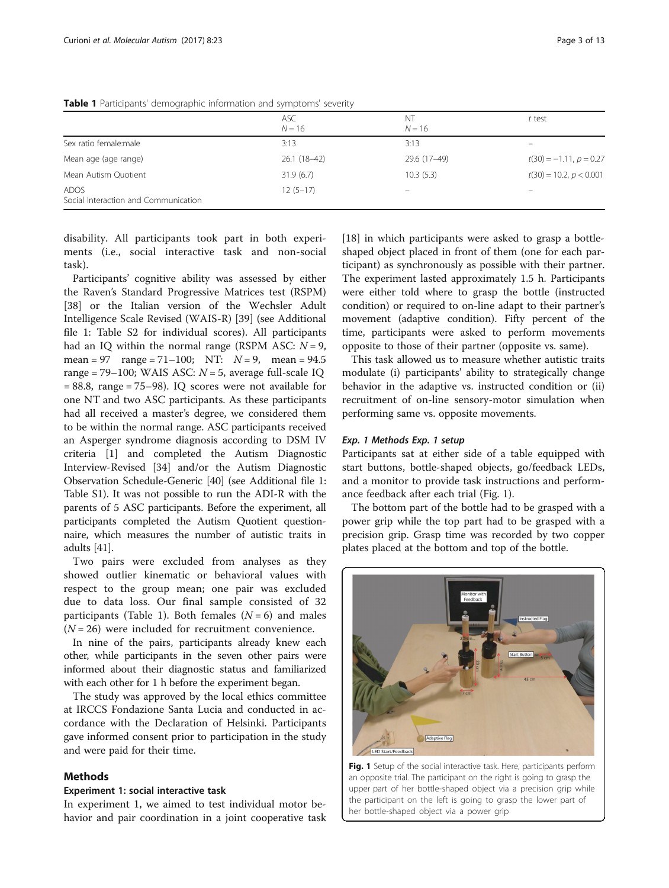**Table 1** Participants' demographic information and symptoms' severity

| | ASC<br>$N = 16$ | NT<br>$N = 16$ | *t* test |
|---|---|---|---|
| Sex ratio female:male | 3:13 | 3:13 | – |
| Mean age (age range) | 26.1 (18–42) | 29.6 (17–49) | $t(30) = -1.11$, $p = 0.27$ |
| Mean Autism Quotient | 31.9 (6.7) | 10.3 (5.3) | $t(30) = 10.2$, $p < 0.001$ |
| ADOS<br>Social Interaction and Communication | 12 (5–17) | – | – |

disability. All participants took part in both experiments (i.e., social interactive task and non-social task).

Participants' cognitive ability was assessed by either the Raven's Standard Progressive Matrices test (RSPM) [38] or the Italian version of the Wechsler Adult Intelligence Scale Revised (WAIS-R) [39] (see Additional file 1: Table S2 for individual scores). All participants had an IQ within the normal range (RSPM ASC: $N = 9$, mean = 97 range = 71–100; NT: $N = 9$, mean = 94.5 range = 79–100; WAIS ASC: $N = 5$, average full-scale IQ = 88.8, range = 75–98). IQ scores were not available for one NT and two ASC participants. As these participants had all received a master's degree, we considered them to be within the normal range. ASC participants received an Asperger syndrome diagnosis according to DSM IV criteria [1] and completed the Autism Diagnostic Interview-Revised [34] and/or the Autism Diagnostic Observation Schedule-Generic [40] (see Additional file 1: Table S1). It was not possible to run the ADI-R with the parents of 5 ASC participants. Before the experiment, all participants completed the Autism Quotient questionnaire, which measures the number of autistic traits in adults [41].

Two pairs were excluded from analyses as they showed outlier kinematic or behavioral values with respect to the group mean; one pair was excluded due to data loss. Our final sample consisted of 32 participants (Table 1). Both females ($N = 6$) and males ($N = 26$) were included for recruitment convenience.

In nine of the pairs, participants already knew each other, while participants in the seven other pairs were informed about their diagnostic status and familiarized with each other for 1 h before the experiment began.

The study was approved by the local ethics committee at IRCCS Fondazione Santa Lucia and conducted in accordance with the Declaration of Helsinki. Participants gave informed consent prior to participation in the study and were paid for their time.

## Methods

### Experiment 1: social interactive task

In experiment 1, we aimed to test individual motor behavior and pair coordination in a joint cooperative task [18] in which participants were asked to grasp a bottle-shaped object placed in front of them (one for each participant) as synchronously as possible with their partner. The experiment lasted approximately 1.5 h. Participants were either told where to grasp the bottle (instructed condition) or required to on-line adapt to their partner's movement (adaptive condition). Fifty percent of the time, participants were asked to perform movements opposite to those of their partner (opposite vs. same).

This task allowed us to measure whether autistic traits modulate (i) participants' ability to strategically change behavior in the adaptive vs. instructed condition or (ii) recruitment of on-line sensory-motor simulation when performing same vs. opposite movements.

#### *Exp. 1 Methods Exp. 1 setup*

Participants sat at either side of a table equipped with start buttons, bottle-shaped objects, go/feedback LEDs, and a monitor to provide task instructions and performance feedback after each trial (Fig. 1).

The bottom part of the bottle had to be grasped with a power grip while the top part had to be grasped with a precision grip. Grasp time was recorded by two copper plates placed at the bottom and top of the bottle.

**Fig. 1** Setup of the social interactive task. Here, participants perform an opposite trial. The participant on the right is going to grasp the upper part of her bottle-shaped object via a precision grip while the participant on the left is going to grasp the lower part of her bottle-shaped object via a power grip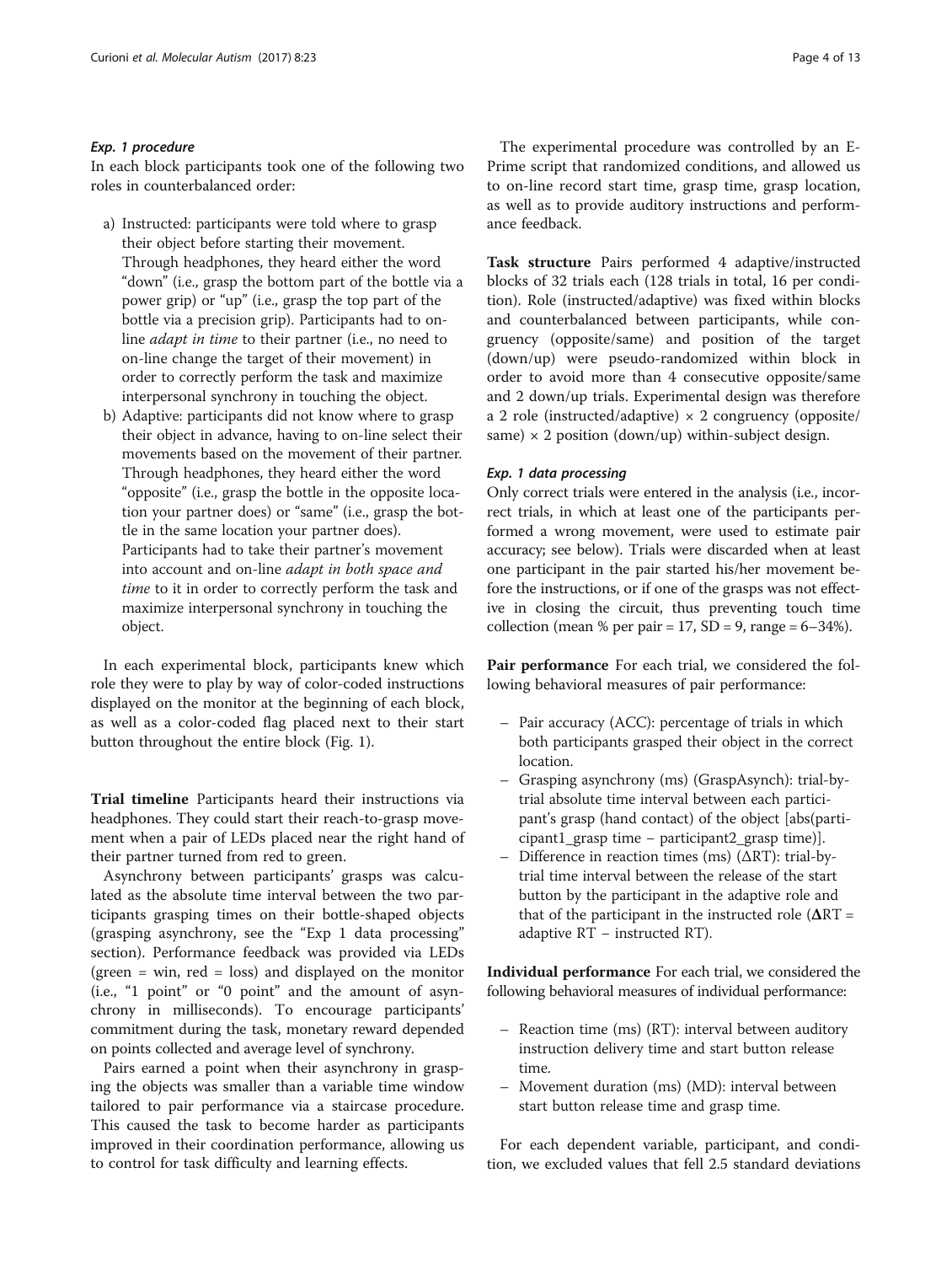#### Exp. 1 procedure

In each block participants took one of the following two roles in counterbalanced order:

a) Instructed: participants were told where to grasp their object before starting their movement. Through headphones, they heard either the word "down" (i.e., grasp the bottom part of the bottle via a power grip) or "up" (i.e., grasp the top part of the bottle via a precision grip). Participants had to on-line *adapt in time* to their partner (i.e., no need to on-line change the target of their movement) in order to correctly perform the task and maximize interpersonal synchrony in touching the object.
b) Adaptive: participants did not know where to grasp their object in advance, having to on-line select their movements based on the movement of their partner. Through headphones, they heard either the word "opposite" (i.e., grasp the bottle in the opposite location your partner does) or "same" (i.e., grasp the bottle in the same location your partner does). Participants had to take their partner's movement into account and on-line *adapt in both space and time* to it in order to correctly perform the task and maximize interpersonal synchrony in touching the object.

In each experimental block, participants knew which role they were to play by way of color-coded instructions displayed on the monitor at the beginning of each block, as well as a color-coded flag placed next to their start button throughout the entire block (Fig. 1).

**Trial timeline** Participants heard their instructions via headphones. They could start their reach-to-grasp movement when a pair of LEDs placed near the right hand of their partner turned from red to green.

Asynchrony between participants' grasps was calculated as the absolute time interval between the two participants grasping times on their bottle-shaped objects (grasping asynchrony, see the "Exp 1 data processing" section). Performance feedback was provided via LEDs (green = win, red = loss) and displayed on the monitor (i.e., "1 point" or "0 point" and the amount of asynchrony in milliseconds). To encourage participants' commitment during the task, monetary reward depended on points collected and average level of synchrony.

Pairs earned a point when their asynchrony in grasping the objects was smaller than a variable time window tailored to pair performance via a staircase procedure. This caused the task to become harder as participants improved in their coordination performance, allowing us to control for task difficulty and learning effects.

The experimental procedure was controlled by an E-Prime script that randomized conditions, and allowed us to on-line record start time, grasp time, grasp location, as well as to provide auditory instructions and performance feedback.

**Task structure** Pairs performed 4 adaptive/instructed blocks of 32 trials each (128 trials in total, 16 per condition). Role (instructed/adaptive) was fixed within blocks and counterbalanced between participants, while congruency (opposite/same) and position of the target (down/up) were pseudo-randomized within block in order to avoid more than 4 consecutive opposite/same and 2 down/up trials. Experimental design was therefore a 2 role (instructed/adaptive) × 2 congruency (opposite/same) × 2 position (down/up) within-subject design.

#### Exp. 1 data processing

Only correct trials were entered in the analysis (i.e., incorrect trials, in which at least one of the participants performed a wrong movement, were used to estimate pair accuracy; see below). Trials were discarded when at least one participant in the pair started his/her movement before the instructions, or if one of the grasps was not effective in closing the circuit, thus preventing touch time collection (mean % per pair = 17, SD = 9, range = 6–34%).

**Pair performance** For each trial, we considered the following behavioral measures of pair performance:

- Pair accuracy (ACC): percentage of trials in which both participants grasped their object in the correct location.
- Grasping asynchrony (ms) (GraspAsynch): trial-by-trial absolute time interval between each participant's grasp (hand contact) of the object [abs(participant1_grasp time – participant2_grasp time)].
- Difference in reaction times (ms) ($\Delta$RT): trial-by-trial time interval between the release of the start button by the participant in the adaptive role and that of the participant in the instructed role ($\mathbf{\Delta}$RT = adaptive RT – instructed RT).

**Individual performance** For each trial, we considered the following behavioral measures of individual performance:

- Reaction time (ms) (RT): interval between auditory instruction delivery time and start button release time.
- Movement duration (ms) (MD): interval between start button release time and grasp time.

For each dependent variable, participant, and condition, we excluded values that fell 2.5 standard deviations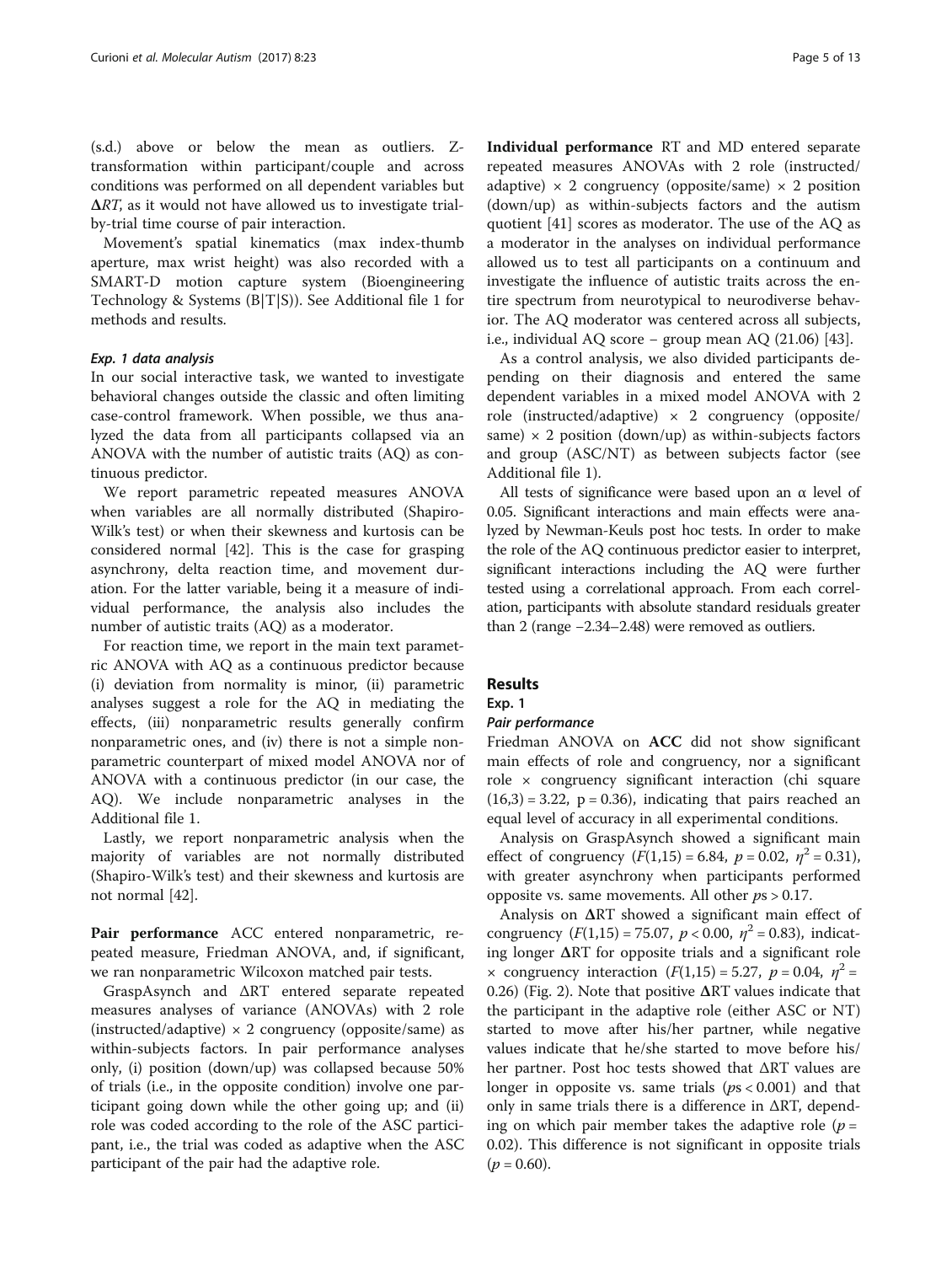(s.d.) above or below the mean as outliers. Z-transformation within participant/couple and across conditions was performed on all dependent variables but *ΔRT*, as it would not have allowed us to investigate trial-by-trial time course of pair interaction.

Movement's spatial kinematics (max index-thumb aperture, max wrist height) was also recorded with a SMART-D motion capture system (Bioengineering Technology & Systems (B|T|S)). See Additional file 1 for methods and results.

#### *Exp. 1 data analysis*

In our social interactive task, we wanted to investigate behavioral changes outside the classic and often limiting case-control framework. When possible, we thus analyzed the data from all participants collapsed via an ANOVA with the number of autistic traits (AQ) as continuous predictor.

We report parametric repeated measures ANOVA when variables are all normally distributed (Shapiro-Wilk's test) or when their skewness and kurtosis can be considered normal [42]. This is the case for grasping asynchrony, delta reaction time, and movement duration. For the latter variable, being it a measure of individual performance, the analysis also includes the number of autistic traits (AQ) as a moderator.

For reaction time, we report in the main text parametric ANOVA with AQ as a continuous predictor because (i) deviation from normality is minor, (ii) parametric analyses suggest a role for the AQ in mediating the effects, (iii) nonparametric results generally confirm nonparametric ones, and (iv) there is not a simple nonparametric counterpart of mixed model ANOVA nor of ANOVA with a continuous predictor (in our case, the AQ). We include nonparametric analyses in the Additional file 1.

Lastly, we report nonparametric analysis when the majority of variables are not normally distributed (Shapiro-Wilk's test) and their skewness and kurtosis are not normal [42].

**Pair performance** ACC entered nonparametric, repeated measure, Friedman ANOVA, and, if significant, we ran nonparametric Wilcoxon matched pair tests.

GraspAsynch and ΔRT entered separate repeated measures analyses of variance (ANOVAs) with 2 role (instructed/adaptive) × 2 congruency (opposite/same) as within-subjects factors. In pair performance analyses only, (i) position (down/up) was collapsed because 50% of trials (i.e., in the opposite condition) involve one participant going down while the other going up; and (ii) role was coded according to the role of the ASC participant, i.e., the trial was coded as adaptive when the ASC participant of the pair had the adaptive role.

**Individual performance** RT and MD entered separate repeated measures ANOVAs with 2 role (instructed/adaptive) × 2 congruency (opposite/same) × 2 position (down/up) as within-subjects factors and the autism quotient [41] scores as moderator. The use of the AQ as a moderator in the analyses on individual performance allowed us to test all participants on a continuum and investigate the influence of autistic traits across the entire spectrum from neurotypical to neurodiverse behavior. The AQ moderator was centered across all subjects, i.e., individual AQ score − group mean AQ (21.06) [43].

As a control analysis, we also divided participants depending on their diagnosis and entered the same dependent variables in a mixed model ANOVA with 2 role (instructed/adaptive) × 2 congruency (opposite/same) × 2 position (down/up) as within-subjects factors and group (ASC/NT) as between subjects factor (see Additional file 1).

All tests of significance were based upon an α level of 0.05. Significant interactions and main effects were analyzed by Newman-Keuls post hoc tests. In order to make the role of the AQ continuous predictor easier to interpret, significant interactions including the AQ were further tested using a correlational approach. From each correlation, participants with absolute standard residuals greater than 2 (range −2.34–2.48) were removed as outliers.

## Results

### Exp. 1

#### *Pair performance*

Friedman ANOVA on **ACC** did not show significant main effects of role and congruency, nor a significant role × congruency significant interaction (chi square (16,3) = 3.22, p = 0.36), indicating that pairs reached an equal level of accuracy in all experimental conditions.

Analysis on GraspAsynch showed a significant main effect of congruency ($F(1,15) = 6.84$, $p = 0.02$, $\eta^2 = 0.31$), with greater asynchrony when participants performed opposite vs. same movements. All other $p$s > 0.17.

Analysis on ΔRT showed a significant main effect of congruency ($F(1,15) = 75.07$, $p < 0.00$, $\eta^2 = 0.83$), indicating longer ΔRT for opposite trials and a significant role × congruency interaction ($F(1,15) = 5.27$, $p = 0.04$, $\eta^2 = 0.26$) (Fig. 2). Note that positive ΔRT values indicate that the participant in the adaptive role (either ASC or NT) started to move after his/her partner, while negative values indicate that he/she started to move before his/her partner. Post hoc tests showed that ΔRT values are longer in opposite vs. same trials ($p$s < 0.001) and that only in same trials there is a difference in ΔRT, depending on which pair member takes the adaptive role ($p = 0.02$). This difference is not significant in opposite trials ($p = 0.60$).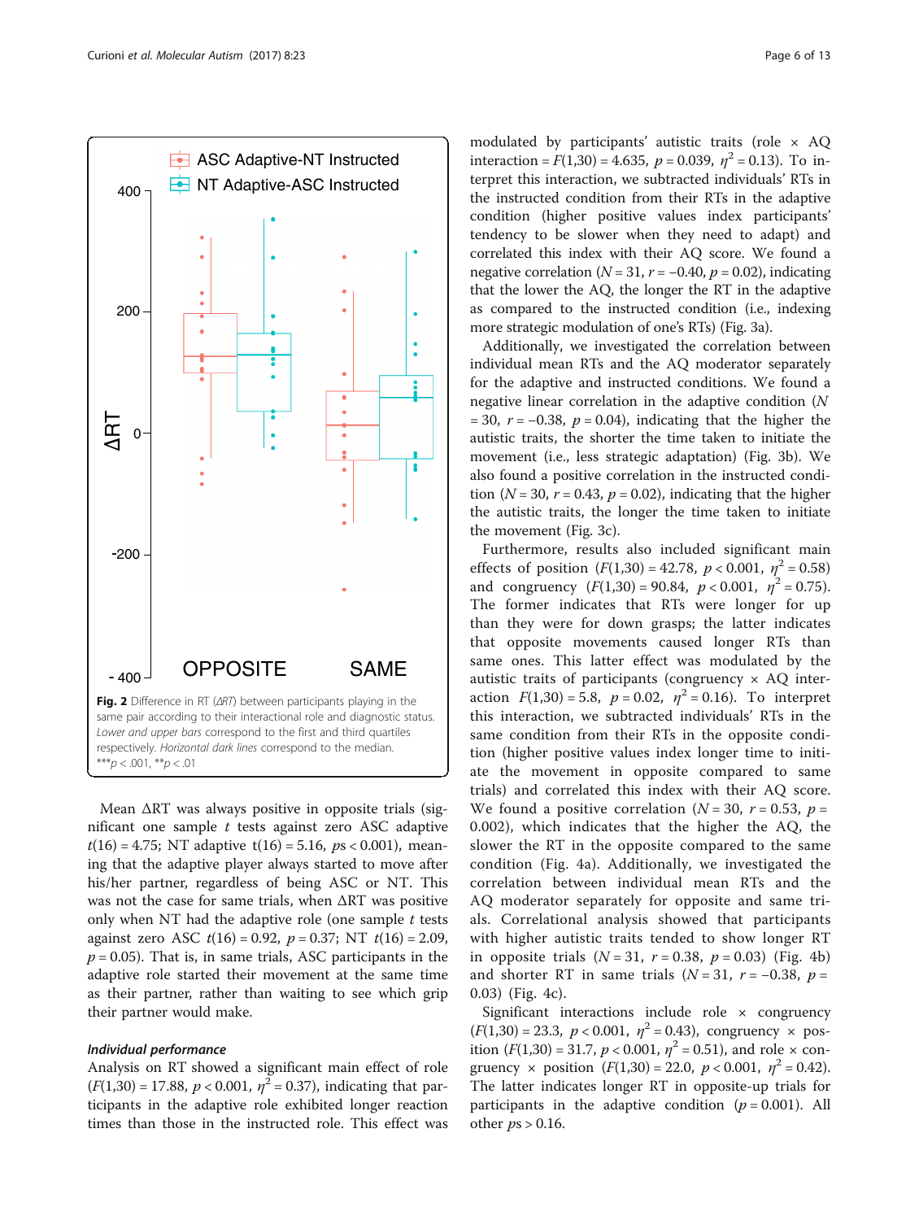Fig. 2 Difference in RT (*ΔRT*) between participants playing in the same pair according to their interactional role and diagnostic status. *Lower and upper bars* correspond to the first and third quartiles respectively. *Horizontal dark lines* correspond to the median. ***$p < .001$, **$p < .01$

Mean ΔRT was always positive in opposite trials (significant one sample *t* tests against zero ASC adaptive $t(16) = 4.75$; NT adaptive $t(16) = 5.16$, $ps < 0.001$), meaning that the adaptive player always started to move after his/her partner, regardless of being ASC or NT. This was not the case for same trials, when ΔRT was positive only when NT had the adaptive role (one sample *t* tests against zero ASC $t(16) = 0.92$, $p = 0.37$; NT $t(16) = 2.09$, $p = 0.05$). That is, in same trials, ASC participants in the adaptive role started their movement at the same time as their partner, rather than waiting to see which grip their partner would make.

#### *Individual performance*

Analysis on RT showed a significant main effect of role ($F(1,30) = 17.88$, $p < 0.001$, $\eta^2 = 0.37$), indicating that participants in the adaptive role exhibited longer reaction times than those in the instructed role. This effect was modulated by participants' autistic traits (role × AQ interaction = $F(1,30) = 4.635$, $p = 0.039$, $\eta^2 = 0.13$). To interpret this interaction, we subtracted individuals' RTs in the instructed condition from their RTs in the adaptive condition (higher positive values index participants' tendency to be slower when they need to adapt) and correlated this index with their AQ score. We found a negative correlation ($N = 31$, $r = -0.40$, $p = 0.02$), indicating that the lower the AQ, the longer the RT in the adaptive as compared to the instructed condition (i.e., indexing more strategic modulation of one's RTs) (Fig. 3a).

Additionally, we investigated the correlation between individual mean RTs and the AQ moderator separately for the adaptive and instructed conditions. We found a negative linear correlation in the adaptive condition ($N = 30$, $r = -0.38$, $p = 0.04$), indicating that the higher the autistic traits, the shorter the time taken to initiate the movement (i.e., less strategic adaptation) (Fig. 3b). We also found a positive correlation in the instructed condition ($N = 30$, $r = 0.43$, $p = 0.02$), indicating that the higher the autistic traits, the longer the time taken to initiate the movement (Fig. 3c).

Furthermore, results also included significant main effects of position ($F(1,30) = 42.78$, $p < 0.001$, $\eta^2 = 0.58$) and congruency ($F(1,30) = 90.84$, $p < 0.001$, $\eta^2 = 0.75$). The former indicates that RTs were longer for up than they were for down grasps; the latter indicates that opposite movements caused longer RTs than same ones. This latter effect was modulated by the autistic traits of participants (congruency × AQ interaction $F(1,30) = 5.8$, $p = 0.02$, $\eta^2 = 0.16$). To interpret this interaction, we subtracted individuals' RTs in the same condition from their RTs in the opposite condition (higher positive values index longer time to initiate the movement in opposite compared to same trials) and correlated this index with their AQ score. We found a positive correlation ($N = 30$, $r = 0.53$, $p = 0.002$), which indicates that the higher the AQ, the slower the RT in the opposite compared to the same condition (Fig. 4a). Additionally, we investigated the correlation between individual mean RTs and the AQ moderator separately for opposite and same trials. Correlational analysis showed that participants with higher autistic traits tended to show longer RT in opposite trials ($N = 31$, $r = 0.38$, $p = 0.03$) (Fig. 4b) and shorter RT in same trials ($N = 31$, $r = -0.38$, $p = 0.03$) (Fig. 4c).

Significant interactions include role × congruency ($F(1,30) = 23.3$, $p < 0.001$, $\eta^2 = 0.43$), congruency × position ($F(1,30) = 31.7$, $p < 0.001$, $\eta^2 = 0.51$), and role × congruency × position ($F(1,30) = 22.0$, $p < 0.001$, $\eta^2 = 0.42$). The latter indicates longer RT in opposite-up trials for participants in the adaptive condition ($p = 0.001$). All other $ps > 0.16$.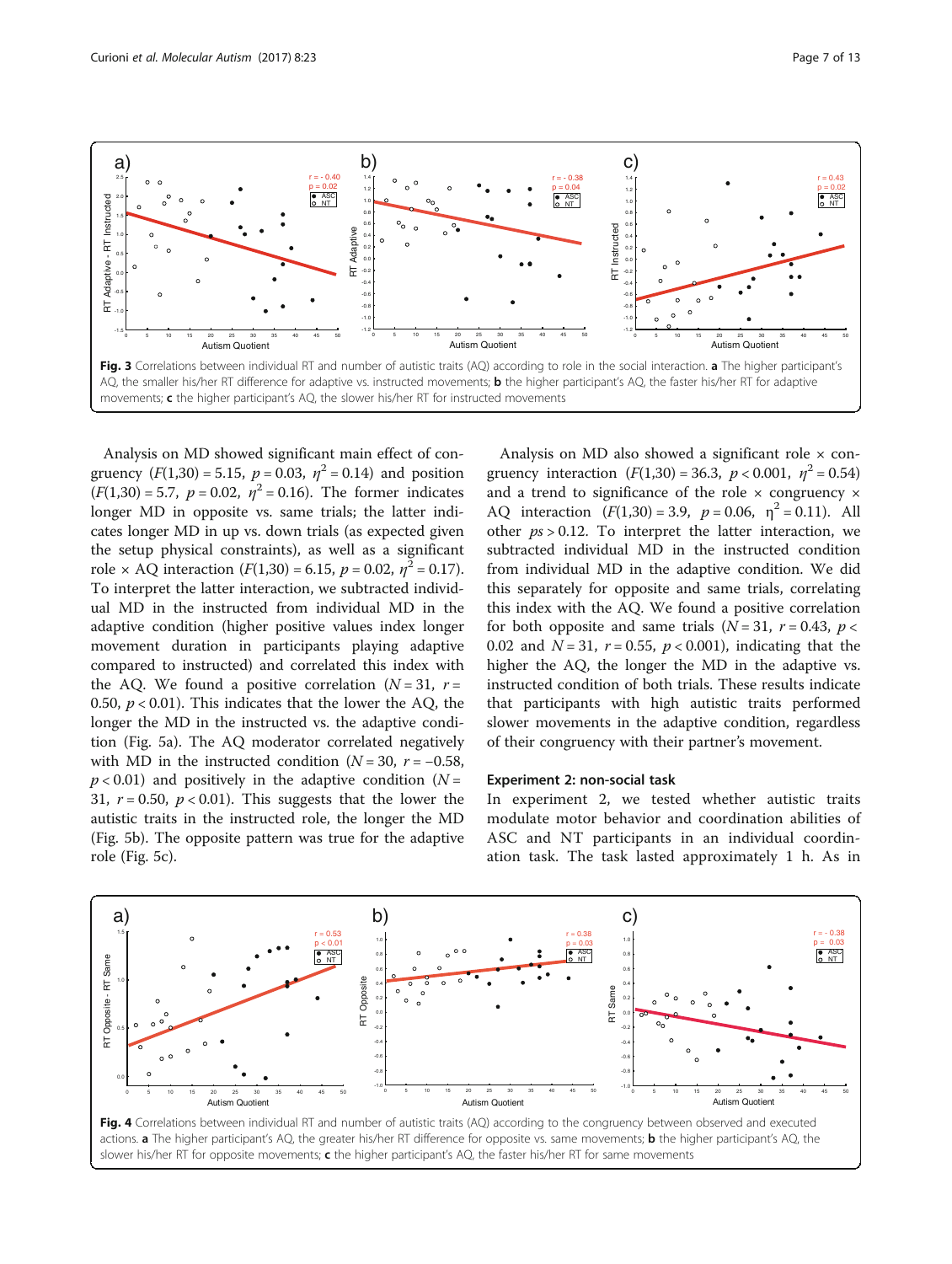**Fig. 3** Correlations between individual RT and number of autistic traits (AQ) according to role in the social interaction. **a** The higher participant's AQ, the smaller his/her RT difference for adaptive vs. instructed movements; **b** the higher participant's AQ, the faster his/her RT for adaptive movements; **c** the higher participant's AQ, the slower his/her RT for instructed movements

Analysis on MD showed significant main effect of congruency ($F(1,30) = 5.15$, $p = 0.03$, $\eta^2 = 0.14$) and position ($F(1,30) = 5.7$, $p = 0.02$, $\eta^2 = 0.16$). The former indicates longer MD in opposite vs. same trials; the latter indicates longer MD in up vs. down trials (as expected given the setup physical constraints), as well as a significant role × AQ interaction ($F(1,30) = 6.15$, $p = 0.02$, $\eta^2 = 0.17$). To interpret the latter interaction, we subtracted individual MD in the instructed from individual MD in the adaptive condition (higher positive values index longer movement duration in participants playing adaptive compared to instructed) and correlated this index with the AQ. We found a positive correlation ($N = 31$, $r = 0.50$, $p < 0.01$). This indicates that the lower the AQ, the longer the MD in the instructed vs. the adaptive condition (Fig. 5a). The AQ moderator correlated negatively with MD in the instructed condition ($N = 30$, $r = -0.58$, $p < 0.01$) and positively in the adaptive condition ($N = 31$, $r = 0.50$, $p < 0.01$). This suggests that the lower the autistic traits in the instructed role, the longer the MD (Fig. 5b). The opposite pattern was true for the adaptive role (Fig. 5c).

Analysis on MD also showed a significant role × congruency interaction ($F(1,30) = 36.3$, $p < 0.001$, $\eta^2 = 0.54$) and a trend to significance of the role × congruency × AQ interaction ($F(1,30) = 3.9$, $p = 0.06$, $\eta^2 = 0.11$). All other $ps > 0.12$. To interpret the latter interaction, we subtracted individual MD in the instructed condition from individual MD in the adaptive condition. We did this separately for opposite and same trials, correlating this index with the AQ. We found a positive correlation for both opposite and same trials ($N = 31$, $r = 0.43$, $p < 0.02$ and $N = 31$, $r = 0.55$, $p < 0.001$), indicating that the higher the AQ, the longer the MD in the adaptive vs. instructed condition of both trials. These results indicate that participants with high autistic traits performed slower movements in the adaptive condition, regardless of their congruency with their partner's movement.

#### Experiment 2: non-social task

In experiment 2, we tested whether autistic traits modulate motor behavior and coordination abilities of ASC and NT participants in an individual coordination task. The task lasted approximately 1 h. As in

**Fig. 4** Correlations between individual RT and number of autistic traits (AQ) according to the congruency between observed and executed actions. **a** The higher participant's AQ, the greater his/her RT difference for opposite vs. same movements; **b** the higher participant's AQ, the slower his/her RT for opposite movements; **c** the higher participant's AQ, the faster his/her RT for same movements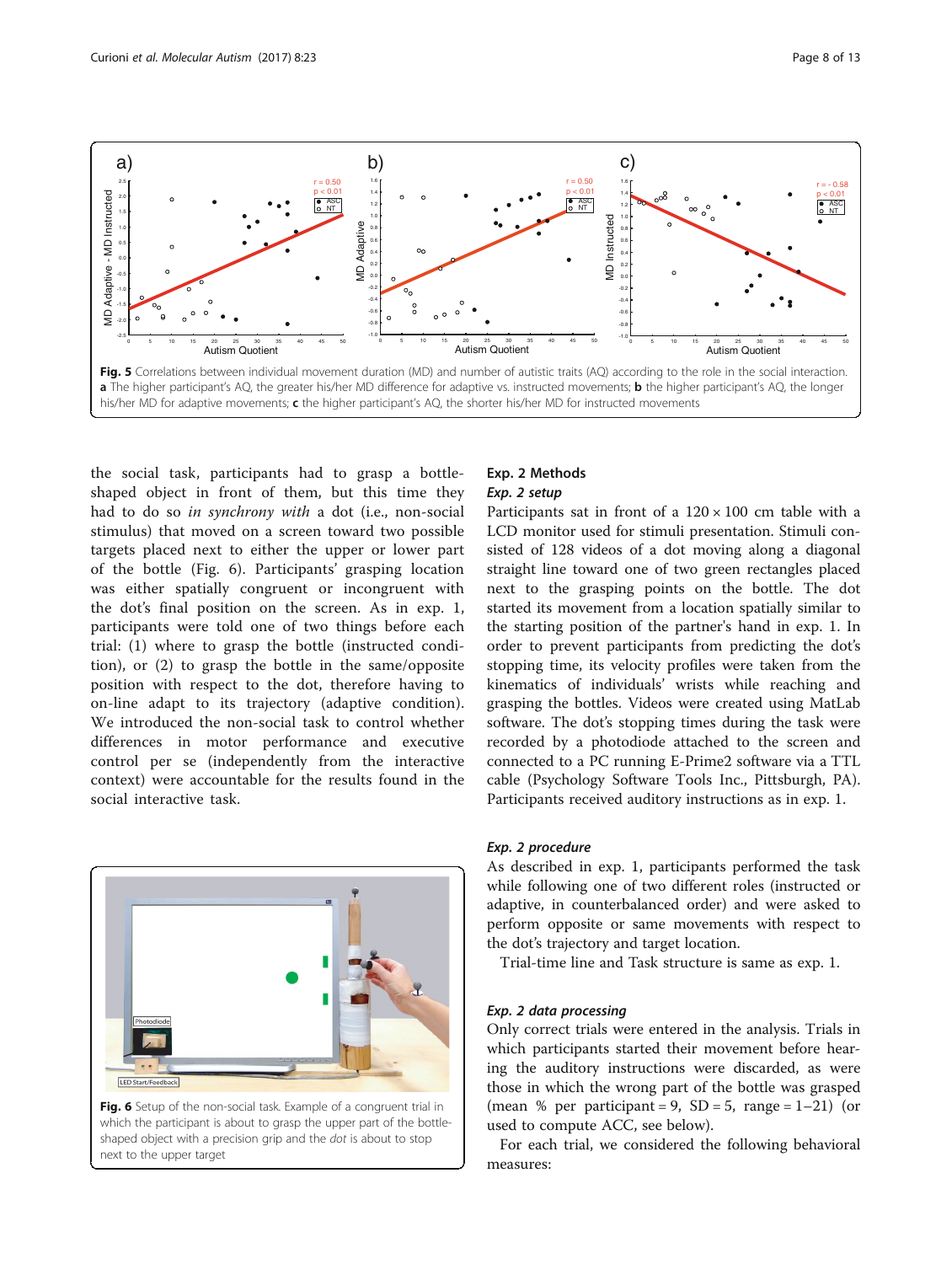Fig. 5 Correlations between individual movement duration (MD) and number of autistic traits (AQ) according to the role in the social interaction. **a** The higher participant's AQ, the greater his/her MD difference for adaptive vs. instructed movements; **b** the higher participant's AQ, the longer his/her MD for adaptive movements; **c** the shorter his/her MD for instructed movements

the social task, participants had to grasp a bottle-shaped object in front of them, but this time they had to do so *in synchrony with* a dot (i.e., non-social stimulus) that moved on a screen toward two possible targets placed next to either the upper or lower part of the bottle (Fig. 6). Participants' grasping location was either spatially congruent or incongruent with the dot's final position on the screen. As in exp. 1, participants were told one of two things before each trial: (1) where to grasp the bottle (instructed condition), or (2) to grasp the bottle in the same/opposite position with respect to the dot, therefore having to on-line adapt to its trajectory (adaptive condition). We introduced the non-social task to control whether differences in motor performance and executive control per se (independently from the interactive context) were accountable for the results found in the social interactive task.

Fig. 6 Setup of the non-social task. Example of a congruent trial in which the participant is about to grasp the upper part of the bottle-shaped object with a precision grip and the *dot* is about to stop next to the upper target

## Exp. 2 Methods

### Exp. 2 setup

Participants sat in front of a 120 × 100 cm table with a LCD monitor used for stimuli presentation. Stimuli consisted of 128 videos of a dot moving along a diagonal straight line toward one of two green rectangles placed next to the grasping points on the bottle. The dot started its movement from a location spatially similar to the starting position of the partner's hand in exp. 1. In order to prevent participants from predicting the dot's stopping time, its velocity profiles were taken from the kinematics of individuals' wrists while reaching and grasping the bottles. Videos were created using MatLab software. The dot's stopping times during the task were recorded by a photodiode attached to the screen and connected to a PC running E-Prime2 software via a TTL cable (Psychology Software Tools Inc., Pittsburgh, PA). Participants received auditory instructions as in exp. 1.

### Exp. 2 procedure

As described in exp. 1, participants performed the task while following one of two different roles (instructed or adaptive, in counterbalanced order) and were asked to perform opposite or same movements with respect to the dot's trajectory and target location.

Trial-time line and Task structure is same as exp. 1.

### Exp. 2 data processing

Only correct trials were entered in the analysis. Trials in which participants started their movement before hearing the auditory instructions were discarded, as were those in which the wrong part of the bottle was grasped (mean % per participant = 9, SD = 5, range = 1–21) (or used to compute ACC, see below).

For each trial, we considered the following behavioral measures: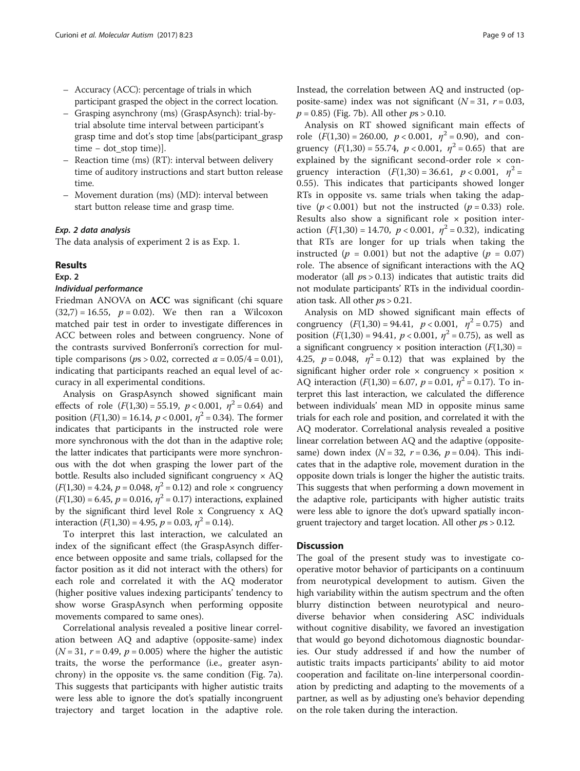- Accuracy (ACC): percentage of trials in which participant grasped the object in the correct location.
- Grasping asynchrony (ms) (GraspAsynch): trial-by-trial absolute time interval between participant's grasp time and dot's stop time [abs(participant_grasp time – dot_stop time)].
- Reaction time (ms) (RT): interval between delivery time of auditory instructions and start button release time.
- Movement duration (ms) (MD): interval between start button release time and grasp time.

### *Exp. 2 data analysis*

The data analysis of experiment 2 is as Exp. 1.

## Results

### Exp. 2

#### *Individual performance*

Friedman ANOVA on **ACC** was significant (chi square $(32,7) = 16.55$, $p = 0.02$). We then ran a Wilcoxon matched pair test in order to investigate differences in ACC between roles and between congruency. None of the contrasts survived Bonferroni's correction for multiple comparisons ($p$s > 0.02, corrected $\alpha = 0.05/4 = 0.01$), indicating that participants reached an equal level of accuracy in all experimental conditions.

Analysis on GraspAsynch showed significant main effects of role ($F(1,30) = 55.19$, $p < 0.001$, $\eta^2 = 0.64$) and position ($F(1,30) = 16.14$, $p < 0.001$, $\eta^2 = 0.34$). The former indicates that participants in the instructed role were more synchronous with the dot than in the adaptive role; the latter indicates that participants were more synchronous with the dot when grasping the lower part of the bottle. Results also included significant congruency × AQ ($F(1,30) = 4.24$, $p = 0.048$, $\eta^2 = 0.12$) and role × congruency ($F(1,30) = 6.45$, $p = 0.016$, $\eta^2 = 0.17$) interactions, explained by the significant third level Role x Congruency x AQ interaction ($F(1,30) = 4.95$, $p = 0.03$, $\eta^2 = 0.14$).

To interpret this last interaction, we calculated an index of the significant effect (the GraspAsynch difference between opposite and same trials, collapsed for the factor position as it did not interact with the others) for each role and correlated it with the AQ moderator (higher positive values indexing participants' tendency to show worse GraspAsynch when performing opposite movements compared to same ones).

Correlational analysis revealed a positive linear correlation between AQ and adaptive (opposite-same) index ($N = 31$, $r = 0.49$, $p = 0.005$) where the higher the autistic traits, the worse the performance (i.e., greater asynchrony) in the opposite vs. the same condition (Fig. 7a). This suggests that participants with higher autistic traits were less able to ignore the dot's spatially incongruent trajectory and target location in the adaptive role. Instead, the correlation between AQ and instructed (opposite-same) index was not significant ($N = 31$, $r = 0.03$, $p = 0.85$) (Fig. 7b). All other $p$s > 0.10.

Analysis on RT showed significant main effects of role ($F(1,30) = 260.00$, $p < 0.001$, $\eta^2 = 0.90$), and congruency ($F(1,30) = 55.74$, $p < 0.001$, $\eta^2 = 0.65$) that are explained by the significant second-order role × congruency interaction ($F(1,30) = 36.61$, $p < 0.001$, $\eta^2 = 0.55$). This indicates that participants showed longer RTs in opposite vs. same trials when taking the adaptive ($p < 0.001$) but not the instructed ($p = 0.33$) role. Results also show a significant role × position interaction ($F(1,30) = 14.70$, $p < 0.001$, $\eta^2 = 0.32$), indicating that RTs are longer for up trials when taking the instructed ($p = 0.001$) but not the adaptive ($p = 0.07$) role. The absence of significant interactions with the AQ moderator (all $p$s > 0.13) indicates that autistic traits did not modulate participants' RTs in the individual coordination task. All other $p$s > 0.21.

Analysis on MD showed significant main effects of congruency ($F(1,30) = 94.41$, $p < 0.001$, $\eta^2 = 0.75$) and position ($F(1,30) = 94.41$, $p < 0.001$, $\eta^2 = 0.75$), as well as a significant congruency × position interaction ($F(1,30) = 4.25$, $p = 0.048$, $\eta^2 = 0.12$) that was explained by the significant higher order role × congruency × position × AQ interaction ($F(1,30) = 6.07$, $p = 0.01$, $\eta^2 = 0.17$). To interpret this last interaction, we calculated the difference between individuals' mean MD in opposite minus same trials for each role and position, and correlated it with the AQ moderator. Correlational analysis revealed a positive linear correlation between AQ and the adaptive (opposite-same) down index ($N = 32$, $r = 0.36$, $p = 0.04$). This indicates that in the adaptive role, movement duration in the opposite down trials is longer the higher the autistic traits. This suggests that when performing a down movement in the adaptive role, participants with higher autistic traits were less able to ignore the dot's upward spatially incongruent trajectory and target location. All other $p$s > 0.12.

## Discussion

The goal of the present study was to investigate cooperative motor behavior of participants on a continuum from neurotypical development to autism. Given the high variability within the autism spectrum and the often blurry distinction between neurotypical and neurodiverse behavior when considering ASC individuals without cognitive disability, we favored an investigation that would go beyond dichotomous diagnostic boundaries. Our study addressed if and how the number of autistic traits impacts participants' ability to aid motor cooperation and facilitate on-line interpersonal coordination by predicting and adapting to the movements of a partner, as well as by adjusting one's behavior depending on the role taken during the interaction.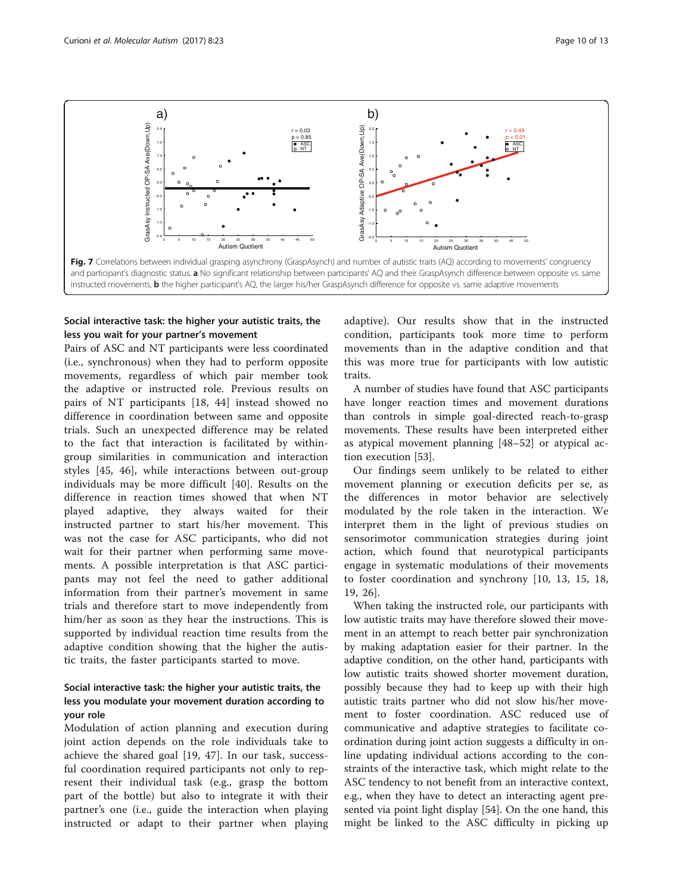a)

GrasAsy Instructed OP-SA Ave(Down,Up)

r = 0.03
p = 0.85
ASC
NT

Autism Quotient

b)

GrasAsy Adaptive OP-SA Ave(Down,Up)

r = 0.49
p < 0.01
ASC
NT

Autism Quotient

**Fig. 7** Correlations between individual grasping asynchrony (GraspAsynch) and number of autistic traits (AQ) according to movements' congruency and participant's diagnostic status. **a** No significant relationship between participants' AQ and their GraspAsynch difference between opposite vs. same instructed movements, **b** the higher participant's AQ, the larger his/her GraspAsynch difference for opposite vs. same adaptive movements

### Social interactive task: the higher your autistic traits, the less you wait for your partner's movement

Pairs of ASC and NT participants were less coordinated (i.e., synchronous) when they had to perform opposite movements, regardless of which pair member took the adaptive or instructed role. Previous results on pairs of NT participants [18, 44] instead showed no difference in coordination between same and opposite trials. Such an unexpected difference may be related to the fact that interaction is facilitated by within-group similarities in communication and interaction styles [45, 46], while interactions between out-group individuals may be more difficult [40]. Results on the difference in reaction times showed that when NT played adaptive, they always waited for their instructed partner to start his/her movement. This was not the case for ASC participants, who did not wait for their partner when performing same movements. A possible interpretation is that ASC participants may not feel the need to gather additional information from their partner's movement in same trials and therefore start to move independently from him/her as soon as they hear the instructions. This is supported by individual reaction time results from the adaptive condition showing that the higher the autistic traits, the faster participants started to move.

### Social interactive task: the higher your autistic traits, the less you modulate your movement duration according to your role

Modulation of action planning and execution during joint action depends on the role individuals take to achieve the shared goal [19, 47]. In our task, successful coordination required participants not only to represent their individual task (e.g., grasp the bottom part of the bottle) but also to integrate it with their partner's one (i.e., guide the interaction when playing instructed or adapt to their partner when playing adaptive). Our results show that in the instructed condition, participants took more time to perform movements than in the adaptive condition and that this was more true for participants with low autistic traits.

A number of studies have found that ASC participants have longer reaction times and movement durations than controls in simple goal-directed reach-to-grasp movements. These results have been interpreted either as atypical movement planning [48–52] or atypical action execution [53].

Our findings seem unlikely to be related to either movement planning or execution deficits per se, as the differences in motor behavior are selectively modulated by the role taken in the interaction. We interpret them in the light of previous studies on sensorimotor communication strategies during joint action, which found that neurotypical participants engage in systematic modulations of their movements to foster coordination and synchrony [10, 13, 15, 18, 19, 26].

When taking the instructed role, our participants with low autistic traits may have therefore slowed their movement in an attempt to reach better pair synchronization by making adaptation easier for their partner. In the adaptive condition, on the other hand, participants with low autistic traits showed shorter movement duration, possibly because they had to keep up with their high autistic traits partner who did not slow his/her movement to foster coordination. ASC reduced use of communicative and adaptive strategies to facilitate coordination during joint action suggests a difficulty in online updating individual actions according to the constraints of the interactive task, which might relate to the ASC tendency to not benefit from an interactive context, e.g., when they have to detect an interacting agent presented via point light display [54]. On the one hand, this might be linked to the ASC difficulty in picking up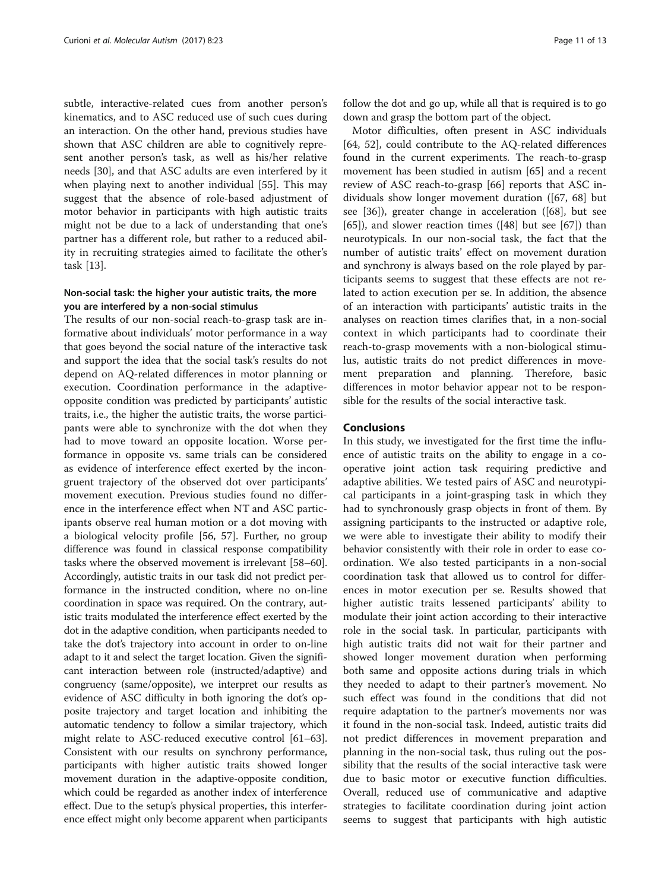subtle, interactive-related cues from another person's kinematics, and to ASC reduced use of such cues during an interaction. On the other hand, previous studies have shown that ASC children are able to cognitively represent another person's task, as well as his/her relative needs [30], and that ASC adults are even interfered by it when playing next to another individual [55]. This may suggest that the absence of role-based adjustment of motor behavior in participants with high autistic traits might not be due to a lack of understanding that one's partner has a different role, but rather to a reduced ability in recruiting strategies aimed to facilitate the other's task [13].

### Non-social task: the higher your autistic traits, the more you are interfered by a non-social stimulus

The results of our non-social reach-to-grasp task are informative about individuals' motor performance in a way that goes beyond the social nature of the interactive task and support the idea that the social task's results do not depend on AQ-related differences in motor planning or execution. Coordination performance in the adaptive-opposite condition was predicted by participants' autistic traits, i.e., the higher the autistic traits, the worse participants were able to synchronize with the dot when they had to move toward an opposite location. Worse performance in opposite vs. same trials can be considered as evidence of interference effect exerted by the incongruent trajectory of the observed dot over participants' movement execution. Previous studies found no difference in the interference effect when NT and ASC participants observe real human motion or a dot moving with a biological velocity profile [56, 57]. Further, no group difference was found in classical response compatibility tasks where the observed movement is irrelevant [58–60]. Accordingly, autistic traits in our task did not predict performance in the instructed condition, where no on-line coordination in space was required. On the contrary, autistic traits modulated the interference effect exerted by the dot in the adaptive condition, when participants needed to take the dot's trajectory into account in order to on-line adapt to it and select the target location. Given the significant interaction between role (instructed/adaptive) and congruency (same/opposite), we interpret our results as evidence of ASC difficulty in both ignoring the dot's opposite trajectory and target location and inhibiting the automatic tendency to follow a similar trajectory, which might relate to ASC-reduced executive control [61–63]. Consistent with our results on synchrony performance, participants with higher autistic traits showed longer movement duration in the adaptive-opposite condition, which could be regarded as another index of interference effect. Due to the setup's physical properties, this interference effect might only become apparent when participants follow the dot and go up, while all that is required is to go down and grasp the bottom part of the object.

Motor difficulties, often present in ASC individuals [64, 52], could contribute to the AQ-related differences found in the current experiments. The reach-to-grasp movement has been studied in autism [65] and a recent review of ASC reach-to-grasp [66] reports that ASC individuals show longer movement duration ([67, 68] but see [36]), greater change in acceleration ([68], but see [65]), and slower reaction times ([48] but see [67]) than neurotypicals. In our non-social task, the fact that the number of autistic traits' effect on movement duration and synchrony is always based on the role played by participants seems to suggest that these effects are not related to action execution per se. In addition, the absence of an interaction with participants' autistic traits in the analyses on reaction times clarifies that, in a non-social context in which participants had to coordinate their reach-to-grasp movements with a non-biological stimulus, autistic traits do not predict differences in movement preparation and planning. Therefore, basic differences in motor behavior appear not to be responsible for the results of the social interactive task.

## Conclusions

In this study, we investigated for the first time the influence of autistic traits on the ability to engage in a cooperative joint action task requiring predictive and adaptive abilities. We tested pairs of ASC and neurotypical participants in a joint-grasping task in which they had to synchronously grasp objects in front of them. By assigning participants to the instructed or adaptive role, we were able to investigate their ability to modify their behavior consistently with their role in order to ease coordination. We also tested participants in a non-social coordination task that allowed us to control for differences in motor execution per se. Results showed that higher autistic traits lessened participants' ability to modulate their joint action according to their interactive role in the social task. In particular, participants with high autistic traits did not wait for their partner and showed longer movement duration when performing both same and opposite actions during trials in which they needed to adapt to their partner's movement. No such effect was found in the conditions that did not require adaptation to the partner's movements nor was it found in the non-social task. Indeed, autistic traits did not predict differences in movement preparation and planning in the non-social task, thus ruling out the possibility that the results of the social interactive task were due to basic motor or executive function difficulties. Overall, reduced use of communicative and adaptive strategies to facilitate coordination during joint action seems to suggest that participants with high autistic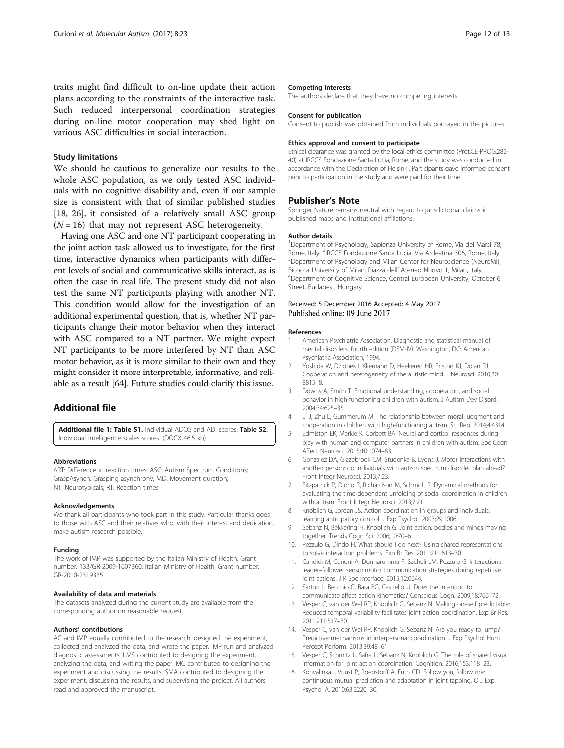traits might find difficult to on-line update their action plans according to the constraints of the interactive task. Such reduced interpersonal coordination strategies during on-line motor cooperation may shed light on various ASC difficulties in social interaction.

### Study limitations

We should be cautious to generalize our results to the whole ASC population, as we only tested ASC individuals with no cognitive disability and, even if our sample size is consistent with that of similar published studies [18, 26], it consisted of a relatively small ASC group ($N = 16$) that may not represent ASC heterogeneity.

Having one ASC and one NT participant cooperating in the joint action task allowed us to investigate, for the first time, interactive dynamics when participants with different levels of social and communicative skills interact, as is often the case in real life. The present study did not also test the same NT participants playing with another NT. This condition would allow for the investigation of an additional experimental question, that is, whether NT participants change their motor behavior when they interact with ASC compared to a NT partner. We might expect NT participants to be more interfered by NT than ASC motor behavior, as it is more similar to their own and they might consider it more interpretable, informative, and reliable as a result [64]. Future studies could clarify this issue.

## Additional file

**Additional file 1: Table S1.** Individual ADOS and ADI scores. **Table S2.** Individual Intelligence scales scores. (DOCX 46.5 kb)

#### Abbreviations

ΔRT: Difference in reaction times; ASC: Autism Spectrum Conditions; GraspAsynch: Grasping asynchrony; MD: Movement duration; NT: Neurotypicals; RT: Reaction times

#### Acknowledgements

We thank all participants who took part in this study. Particular thanks goes to those with ASC and their relatives who, with their interest and dedication, make autism research possible.

#### Funding

The work of IMP was supported by the Italian Ministry of Health, Grant number: 133/GR-2009-1607360. Italian Ministry of Health, Grant number: GR-2010-2319335.

#### Availability of data and materials

The datasets analyzed during the current study are available from the corresponding author on reasonable request.

#### Authors' contributions

AC and IMP equally contributed to the research, designed the experiment, collected and analyzed the data, and wrote the paper. IMP run and analyzed diagnostic assessments. LMS contributed to designing the experiment, analyzing the data, and writing the paper. MC contributed to designing the experiment and discussing the results. SMA contributed to designing the experiment, discussing the results, and supervising the project. All authors read and approved the manuscript.

#### Competing interests

The authors declare that they have no competing interests.

#### Consent for publication

Consent to publish was obtained from individuals portrayed in the pictures.

#### Ethics approval and consent to participate

Ethical clearance was granted by the local ethics committee (Prot.CE-PROG.282-40) at IRCCS Fondazione Santa Lucia, Rome, and the study was conducted in accordance with the Declaration of Helsinki. Participants gave informed consent prior to participation in the study and were paid for their time.

## Publisher's Note

Springer Nature remains neutral with regard to jurisdictional claims in published maps and institutional affiliations.

#### Author details

[1]Department of Psychology, Sapienza University of Rome, Via dei Marsi 78, Rome, Italy. [2]IRCCS Fondazione Santa Lucia, Via Ardeatina 306, Rome, Italy. [3]Department of Psychology and Milan Center for Neuroscience (NeuroMi), Bicocca University of Milan, Piazza dell' Ateneo Nuovo 1, Milan, Italy. [4]Department of Cognitive Science, Central European University, October 6 Street, Budapest, Hungary.

Received: 5 December 2016 Accepted: 4 May 2017
Published online: 09 June 2017

#### References

1. American Psychiatric Association. Diagnostic and statistical manual of mental disorders, fourth edition (DSM-IV). Washington, DC: American Psychiatric Association; 1994.
2. Yoshida W, Dziobek I, Kliemann D, Heekeren HR, Friston KJ, Dolan RJ. Cooperation and heterogeneity of the autistic mind. J Neurosci. 2010;30: 8815–8.
3. Downs A, Smith T. Emotional understanding, cooperation, and social behavior in high-functioning children with autism. J Autism Dev Disord. 2004;34:625–35.
4. Li J, Zhu L, Gummerum M. The relationship between moral judgment and cooperation in children with high-functioning autism. Sci Rep. 2014;4:4314.
5. Edmiston EK, Merkle K, Corbett BA. Neural and cortisol responses during play with human and computer partners in children with autism. Soc Cogn Affect Neurosci. 2015;10:1074–83.
6. Gonzalez DA, Glazebrook CM, Studenka B, Lyons J. Motor interactions with another person: do individuals with autism spectrum disorder plan ahead? Front Integr Neurosci. 2013;7:23.
7. Fitzpatrick P, Diorio R, Richardson M, Schmidt R. Dynamical methods for evaluating the time-dependent unfolding of social coordination in children with autism. Front Integr Neurosci. 2013;7:21.
8. Knoblich G, Jordan JS. Action coordination in groups and individuals: learning anticipatory control. J Exp Psychol. 2003;29:1006.
9. Sebanz N, Bekkering H, Knoblich G. Joint action: bodies and minds moving together. Trends Cogn Sci. 2006;10:70–6.
10. Pezzulo G, Dindo H. What should I do next? Using shared representations to solve interaction problems. Exp Br Res. 2011;211:613–30.
11. Candidi M, Curioni A, Donnarumma F, Sacheli LM, Pezzulo G. Interactional leader–follower sensorimotor communication strategies during repetitive joint actions. J R Soc Interface. 2015;12:0644.
12. Sartori L, Becchio C, Bara BG, Castiello U. Does the intention to communicate affect action kinematics? Conscious Cogn. 2009;18:766–72.
13. Vesper C, van der Wel RP, Knoblich G, Sebanz N. Making oneself predictable: Reduced temporal variability facilitates joint action coordination. Exp Br Res. 2011;211:517–30.
14. Vesper C, van der Wel RP, Knoblich G, Sebanz N. Are you ready to jump? Predictive mechanisms in interpersonal coordination. J Exp Psychol Hum Percept Perform. 2013;39:48–61.
15. Vesper C, Schmitz L, Safra L, Sebanz N, Knoblich G. The role of shared visual information for joint action coordination. Cognition. 2016;153:118–23.
16. Konvalinka I, Vuust P, Roepstorff A, Frith CD. Follow you, follow me: continuous mutual prediction and adaptation in joint tapping. Q J Exp Psychol A. 2010;63:2220–30.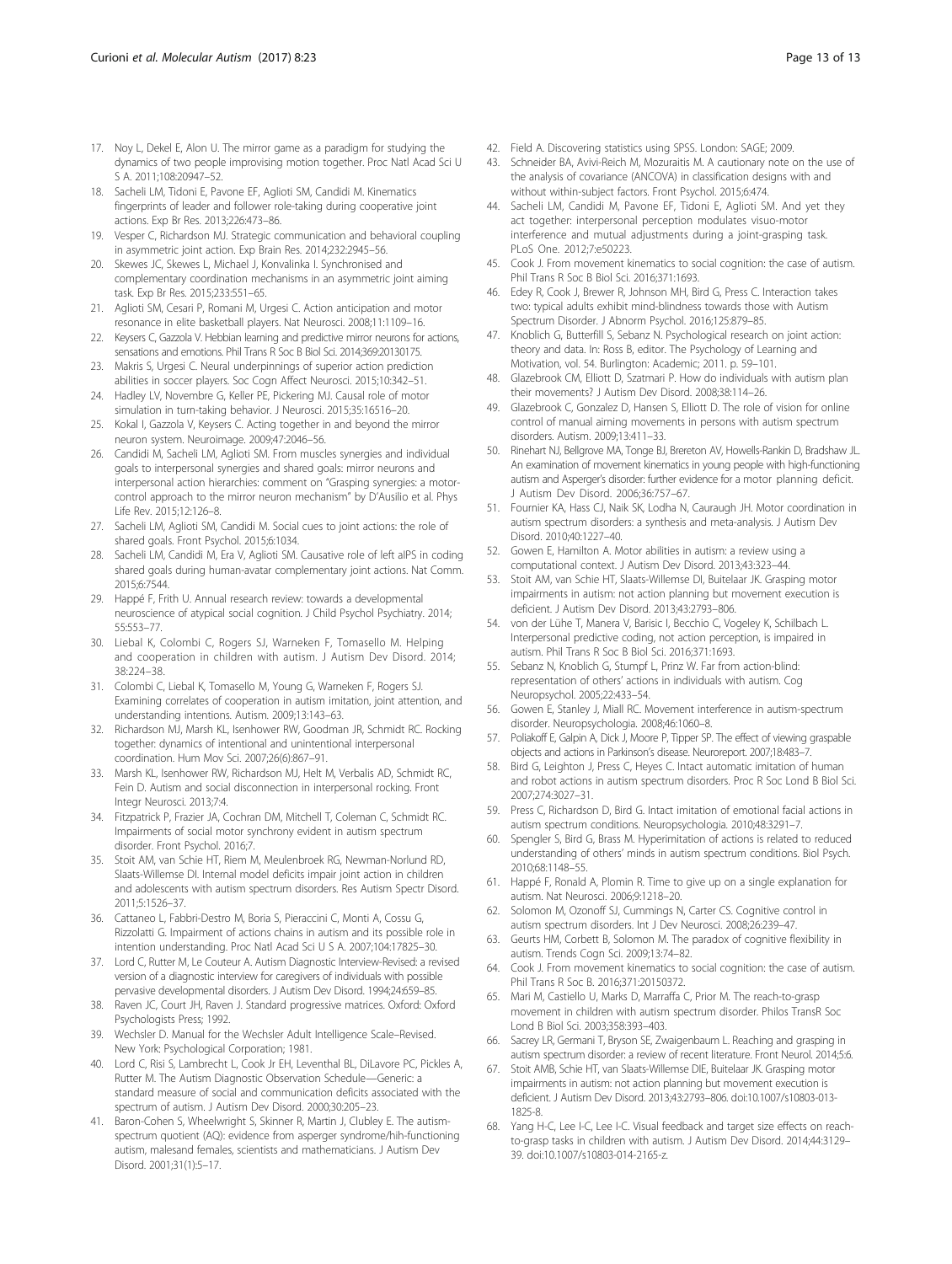17. Noy L, Dekel E, Alon U. The mirror game as a paradigm for studying the dynamics of two people improvising motion together. Proc Natl Acad Sci U S A. 2011;108:20947–52.
18. Sacheli LM, Tidoni E, Pavone EF, Aglioti SM, Candidi M. Kinematics fingerprints of leader and follower role-taking during cooperative joint actions. Exp Br Res. 2013;226:473–86.
19. Vesper C, Richardson MJ. Strategic communication and behavioral coupling in asymmetric joint action. Exp Brain Res. 2014;232:2945–56.
20. Skewes JC, Skewes L, Michael J, Konvalinka I. Synchronised and complementary coordination mechanisms in an asymmetric joint aiming task. Exp Br Res. 2015;233:551–65.
21. Aglioti SM, Cesari P, Romani M, Urgesi C. Action anticipation and motor resonance in elite basketball players. Nat Neurosci. 2008;11:1109–16.
22. Keysers C, Gazzola V. Hebbian learning and predictive mirror neurons for actions, sensations and emotions. Phil Trans R Soc B Biol Sci. 2014;369:20130175.
23. Makris S, Urgesi C. Neural underpinnings of superior action prediction abilities in soccer players. Soc Cogn Affect Neurosci. 2015;10:342–51.
24. Hadley LV, Novembre G, Keller PE, Pickering MJ. Causal role of motor simulation in turn-taking behavior. J Neurosci. 2015;35:16516–20.
25. Kokal I, Gazzola V, Keysers C. Acting together in and beyond the mirror neuron system. Neuroimage. 2009;47:2046–56.
26. Candidi M, Sacheli LM, Aglioti SM. From muscles synergies and individual goals to interpersonal synergies and shared goals: mirror neurons and interpersonal action hierarchies: comment on "Grasping synergies: a motor-control approach to the mirror neuron mechanism" by D'Ausilio et al. Phys Life Rev. 2015;12:126–8.
27. Sacheli LM, Aglioti SM, Candidi M. Social cues to joint actions: the role of shared goals. Front Psychol. 2015;6:1034.
28. Sacheli LM, Candidi M, Era V, Aglioti SM. Causative role of left aIPS in coding shared goals during human-avatar complementary joint actions. Nat Comm. 2015;6:7544.
29. Happé F, Frith U. Annual research review: towards a developmental neuroscience of atypical social cognition. J Child Psychol Psychiatry. 2014; 55:553–77.
30. Liebal K, Colombi C, Rogers SJ, Warneken F, Tomasello M. Helping and cooperation in children with autism. J Autism Dev Disord. 2014; 38:224–38.
31. Colombi C, Liebal K, Tomasello M, Young G, Warneken F, Rogers SJ. Examining correlates of cooperation in autism imitation, joint attention, and understanding intentions. Autism. 2009;13:143–63.
32. Richardson MJ, Marsh KL, Isenhower RW, Goodman JR, Schmidt RC. Rocking together: dynamics of intentional and unintentional interpersonal coordination. Hum Mov Sci. 2007;26(6):867–91.
33. Marsh KL, Isenhower RW, Richardson MJ, Helt M, Verbalis AD, Schmidt RC, Fein D. Autism and social disconnection in interpersonal rocking. Front Integr Neurosci. 2013;7:4.
34. Fitzpatrick P, Frazier JA, Cochran DM, Mitchell T, Coleman C, Schmidt RC. Impairments of social motor synchrony evident in autism spectrum disorder. Front Psychol. 2016;7.
35. Stoit AM, van Schie HT, Riem M, Meulenbroek RG, Newman-Norlund RD, Slaats-Willemse DI. Internal model deficits impair joint action in children and adolescents with autism spectrum disorders. Res Autism Spectr Disord. 2011;5:1526–37.
36. Cattaneo L, Fabbri-Destro M, Boria S, Pieraccini C, Monti A, Cossu G, Rizzolatti G. Impairment of actions chains in autism and its possible role in intention understanding. Proc Natl Acad Sci U S A. 2007;104:17825–30.
37. Lord C, Rutter M, Le Couteur A. Autism Diagnostic Interview-Revised: a revised version of a diagnostic interview for caregivers of individuals with possible pervasive developmental disorders. J Autism Dev Disord. 1994;24:659–85.
38. Raven JC, Court JH, Raven J. Standard progressive matrices. Oxford: Oxford Psychologists Press; 1992.
39. Wechsler D. Manual for the Wechsler Adult Intelligence Scale–Revised. New York: Psychological Corporation; 1981.
40. Lord C, Risi S, Lambrecht L, Cook Jr EH, Leventhal BL, DiLavore PC, Pickles A, Rutter M. The Autism Diagnostic Observation Schedule—Generic: a standard measure of social and communication deficits associated with the spectrum of autism. J Autism Dev Disord. 2000;30:205–23.
41. Baron-Cohen S, Wheelwright S, Skinner R, Martin J, Clubley E. The autism-spectrum quotient (AQ): evidence from asperger syndrome/hih-functioning autism, malesand females, scientists and mathematicians. J Autism Dev Disord. 2001;31(1):5–17.
42. Field A. Discovering statistics using SPSS. London: SAGE; 2009.
43. Schneider BA, Avivi-Reich M, Mozuraitis M. A cautionary note on the use of the analysis of covariance (ANCOVA) in classification designs with and without within-subject factors. Front Psychol. 2015;6:474.
44. Sacheli LM, Candidi M, Pavone EF, Tidoni E, Aglioti SM. And yet they act together: interpersonal perception modulates visuo-motor interference and mutual adjustments during a joint-grasping task. PLoS One. 2012;7:e50223.
45. Cook J. From movement kinematics to social cognition: the case of autism. Phil Trans R Soc B Biol Sci. 2016;371:1693.
46. Edey R, Cook J, Brewer R, Johnson MH, Bird G, Press C. Interaction takes two: typical adults exhibit mind-blindness towards those with Autism Spectrum Disorder. J Abnorm Psychol. 2016;125:879–85.
47. Knoblich G, Butterfill S, Sebanz N. Psychological research on joint action: theory and data. In: Ross B, editor. The Psychology of Learning and Motivation, vol. 54. Burlington: Academic; 2011. p. 59–101.
48. Glazebrook CM, Elliott D, Szatmari P. How do individuals with autism plan their movements? J Autism Dev Disord. 2008;38:114–26.
49. Glazebrook C, Gonzalez D, Hansen S, Elliott D. The role of vision for online control of manual aiming movements in persons with autism spectrum disorders. Autism. 2009;13:411–33.
50. Rinehart NJ, Bellgrove MA, Tonge BJ, Brereton AV, Howells-Rankin D, Bradshaw JL. An examination of movement kinematics in young people with high-functioning autism and Asperger's disorder: further evidence for a motor planning deficit. J Autism Dev Disord. 2006;36:757–67.
51. Fournier KA, Hass CJ, Naik SK, Lodha N, Cauraugh JH. Motor coordination in autism spectrum disorders: a synthesis and meta-analysis. J Autism Dev Disord. 2010;40:1227–40.
52. Gowen E, Hamilton A. Motor abilities in autism: a review using a computational context. J Autism Dev Disord. 2013;43:323–44.
53. Stoit AM, van Schie HT, Slaats-Willemse DI, Buitelaar JK. Grasping motor impairments in autism: not action planning but movement execution is deficient. J Autism Dev Disord. 2013;43:2793–806.
54. von der Lühe T, Manera V, Barisic I, Becchio C, Vogeley K, Schilbach L. Interpersonal predictive coding, not action perception, is impaired in autism. Phil Trans R Soc B Biol Sci. 2016;371:1693.
55. Sebanz N, Knoblich G, Stumpf L, Prinz W. Far from action-blind: representation of others' actions in individuals with autism. Cog Neuropsychol. 2005;22:433–54.
56. Gowen E, Stanley J, Miall RC. Movement interference in autism-spectrum disorder. Neuropsychologia. 2008;46:1060–8.
57. Poliakoff E, Galpin A, Dick J, Moore P, Tipper SP. The effect of viewing graspable objects and actions in Parkinson's disease. Neuroreport. 2007;18:483–7.
58. Bird G, Leighton J, Press C, Heyes C. Intact automatic imitation of human and robot actions in autism spectrum disorders. Proc R Soc Lond B Biol Sci. 2007;274:3027–31.
59. Press C, Richardson D, Bird G. Intact imitation of emotional facial actions in autism spectrum conditions. Neuropsychologia. 2010;48:3291–7.
60. Spengler S, Bird G, Brass M. Hyperimitation of actions is related to reduced understanding of others' minds in autism spectrum conditions. Biol Psych. 2010;68:1148–55.
61. Happé F, Ronald A, Plomin R. Time to give up on a single explanation for autism. Nat Neurosci. 2006;9:1218–20.
62. Solomon M, Ozonoff SJ, Cummings N, Carter CS. Cognitive control in autism spectrum disorders. Int J Dev Neurosci. 2008;26:239–47.
63. Geurts HM, Corbett B, Solomon M. The paradox of cognitive flexibility in autism. Trends Cogn Sci. 2009;13:74–82.
64. Cook J. From movement kinematics to social cognition: the case of autism. Phil Trans R Soc B. 2016;371:20150372.
65. Mari M, Castiello U, Marks D, Marraffa C, Prior M. The reach-to-grasp movement in children with autism spectrum disorder. Philos TransR Soc Lond B Biol Sci. 2003;358:393–403.
66. Sacrey LR, Germani T, Bryson SE, Zwaigenbaum L. Reaching and grasping in autism spectrum disorder: a review of recent literature. Front Neurol. 2014;5:6.
67. Stoit AMB, Schie HT, van Slaats-Willemse DIE, Buitelaar JK. Grasping motor impairments in autism: not action planning but movement execution is deficient. J Autism Dev Disord. 2013;43:2793–806. doi:10.1007/s10803-013-1825-8.
68. Yang H-C, Lee I-C, Lee I-C. Visual feedback and target size effects on reach-to-grasp tasks in children with autism. J Autism Dev Disord. 2014;44:3129–39. doi:10.1007/s10803-014-2165-z.